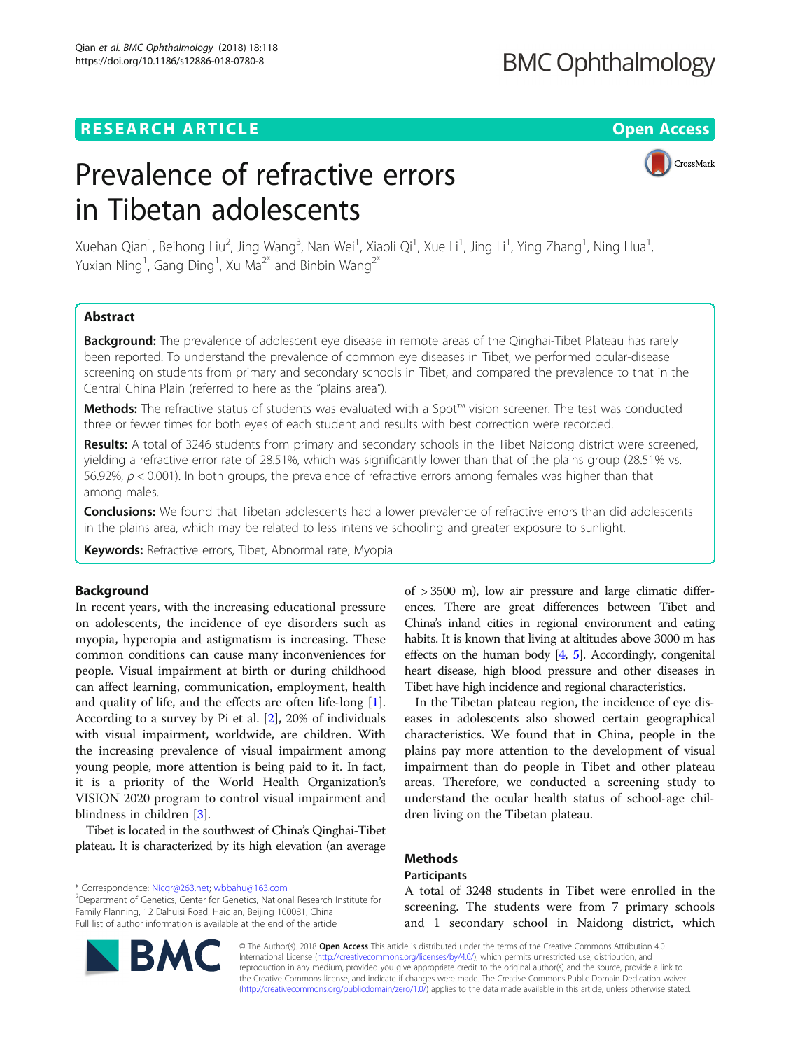RESEARCH ARTICLE

Open Access

# Prevalence of refractive errors in Tibetan adolescents

Xuehan Qian[1], Beihong Liu[2], Jing Wang[3], Nan Wei[1], Xiaoli Qi[1], Xue Li[1], Jing Li[1], Ying Zhang[1], Ning Hua[1], Yuxian Ning[1], Gang Ding[1], Xu Ma[2*] and Binbin Wang[2*]

## Abstract

**Background:** The prevalence of adolescent eye disease in remote areas of the Qinghai-Tibet Plateau has rarely been reported. To understand the prevalence of common eye diseases in Tibet, we performed ocular-disease screening on students from primary and secondary schools in Tibet, and compared the prevalence to that in the Central China Plain (referred to here as the "plains area").

**Methods:** The refractive status of students was evaluated with a Spot™ vision screener. The test was conducted three or fewer times for both eyes of each student and results with best correction were recorded.

**Results:** A total of 3246 students from primary and secondary schools in the Tibet Naidong district were screened, yielding a refractive error rate of 28.51%, which was significantly lower than that of the plains group (28.51% vs. 56.92%, $p < 0.001$). In both groups, the prevalence of refractive errors among females was higher than that among males.

**Conclusions:** We found that Tibetan adolescents had a lower prevalence of refractive errors than did adolescents in the plains area, which may be related to less intensive schooling and greater exposure to sunlight.

**Keywords:** Refractive errors, Tibet, Abnormal rate, Myopia

## Background

In recent years, with the increasing educational pressure on adolescents, the incidence of eye disorders such as myopia, hyperopia and astigmatism is increasing. These common conditions can cause many inconveniences for people. Visual impairment at birth or during childhood can affect learning, communication, employment, health and quality of life, and the effects are often life-long [1]. According to a survey by Pi et al. [2], 20% of individuals with visual impairment, worldwide, are children. With the increasing prevalence of visual impairment among young people, more attention is being paid to it. In fact, it is a priority of the World Health Organization's VISION 2020 program to control visual impairment and blindness in children [3].

Tibet is located in the southwest of China's Qinghai-Tibet plateau. It is characterized by its high elevation (an average of > 3500 m), low air pressure and large climatic differences. There are great differences between Tibet and China's inland cities in regional environment and eating habits. It is known that living at altitudes above 3000 m has effects on the human body [4, 5]. Accordingly, congenital heart disease, high blood pressure and other diseases in Tibet have high incidence and regional characteristics.

In the Tibetan plateau region, the incidence of eye diseases in adolescents also showed certain geographical characteristics. We found that in China, people in the plains pay more attention to the development of visual impairment than do people in Tibet and other plateau areas. Therefore, we conducted a screening study to understand the ocular health status of school-age children living on the Tibetan plateau.

## Methods

### Participants

A total of 3248 students in Tibet were enrolled in the screening. The students were from 7 primary schools and 1 secondary school in Naidong district, which

\* Correspondence: Nicgr@263.net; wbbahu@163.com
[2]Department of Genetics, Center for Genetics, National Research Institute for Family Planning, 12 Dahuisi Road, Haidian, Beijing 100081, China
Full list of author information is available at the end of the article

© The Author(s). 2018 **Open Access** This article is distributed under the terms of the Creative Commons Attribution 4.0 International License (http://creativecommons.org/licenses/by/4.0/), which permits unrestricted use, distribution, and reproduction in any medium, provided you give appropriate credit to the original author(s) and the source, provide a link to the Creative Commons license, and indicate if changes were made. The Creative Commons Public Domain Dedication waiver (http://creativecommons.org/publicdomain/zero/1.0/) applies to the data made available in this article, unless otherwise stated.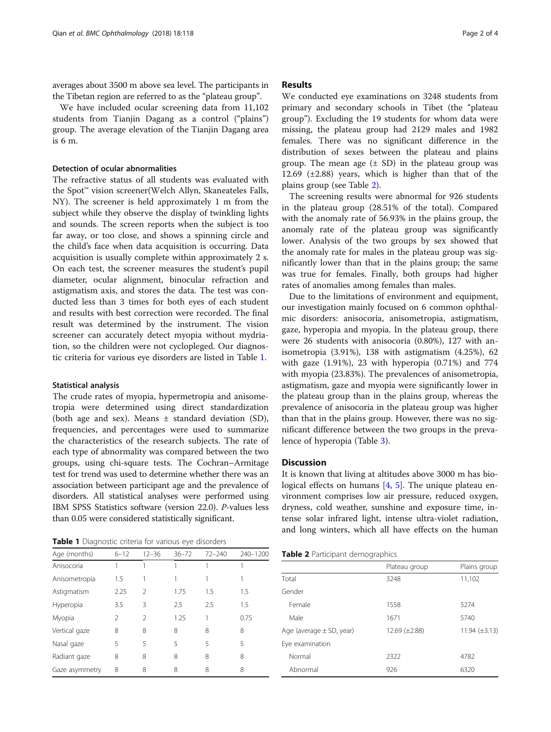averages about 3500 m above sea level. The participants in the Tibetan region are referred to as the "plateau group".

We have included ocular screening data from 11,102 students from Tianjin Dagang as a control ("plains") group. The average elevation of the Tianjin Dagang area is 6 m.

### Detection of ocular abnormalities

The refractive status of all students was evaluated with the Spot™ vision screener(Welch Allyn, Skaneateles Falls, NY). The screener is held approximately 1 m from the subject while they observe the display of twinkling lights and sounds. The screen reports when the subject is too far away, or too close, and shows a spinning circle and the child's face when data acquisition is occurring. Data acquisition is usually complete within approximately 2 s. On each test, the screener measures the student's pupil diameter, ocular alignment, binocular refraction and astigmatism axis, and stores the data. The test was conducted less than 3 times for both eyes of each student and results with best correction were recorded. The final result was determined by the instrument. The vision screener can accurately detect myopia without mydriation, so the children were not cyclopleged. Our diagnostic criteria for various eye disorders are listed in Table 1.

### Statistical analysis

The crude rates of myopia, hypermetropia and anisometropia were determined using direct standardization (both age and sex). Means ± standard deviation (SD), frequencies, and percentages were used to summarize the characteristics of the research subjects. The rate of each type of abnormality was compared between the two groups, using chi-square tests. The Cochran–Armitage test for trend was used to determine whether there was an association between participant age and the prevalence of disorders. All statistical analyses were performed using IBM SPSS Statistics software (version 22.0). P-values less than 0.05 were considered statistically significant.

**Table 1** Diagnostic criteria for various eye disorders

| Age (months) | 6–12 | 12–36 | 36–72 | 72–240 | 240–1200 |
|---|---|---|---|---|---|
| Anisocoria | 1 | 1 | 1 | 1 | 1 |
| Anisometropia | 1.5 | 1 | 1 | 1 | 1 |
| Astigmatism | 2.25 | 2 | 1.75 | 1.5 | 1.5 |
| Hyperopia | 3.5 | 3 | 2.5 | 2.5 | 1.5 |
| Myopia | 2 | 2 | 1.25 | 1 | 0.75 |
| Vertical gaze | 8 | 8 | 8 | 8 | 8 |
| Nasal gaze | 5 | 5 | 5 | 5 | 5 |
| Radiant gaze | 8 | 8 | 8 | 8 | 8 |
| Gaze asymmetry | 8 | 8 | 8 | 8 | 8 |

## Results

We conducted eye examinations on 3248 students from primary and secondary schools in Tibet (the "plateau group"). Excluding the 19 students for whom data were missing, the plateau group had 2129 males and 1982 females. There was no significant difference in the distribution of sexes between the plateau and plains group. The mean age (± SD) in the plateau group was 12.69 (±2.88) years, which is higher than that of the plains group (see Table 2).

The screening results were abnormal for 926 students in the plateau group (28.51% of the total). Compared with the anomaly rate of 56.93% in the plains group, the anomaly rate of the plateau group was significantly lower. Analysis of the two groups by sex showed that the anomaly rate for males in the plateau group was significantly lower than that in the plains group; the same was true for females. Finally, both groups had higher rates of anomalies among females than males.

Due to the limitations of environment and equipment, our investigation mainly focused on 6 common ophthalmic disorders: anisocoria, anisometropia, astigmatism, gaze, hyperopia and myopia. In the plateau group, there were 26 students with anisocoria (0.80%), 127 with anisometropia (3.91%), 138 with astigmatism (4.25%), 62 with gaze (1.91%), 23 with hyperopia (0.71%) and 774 with myopia (23.83%). The prevalences of anisometropia, astigmatism, gaze and myopia were significantly lower in the plateau group than in the plains group, whereas the prevalence of anisocoria in the plateau group was higher than that in the plains group. However, there was no significant difference between the two groups in the prevalence of hyperopia (Table 3).

## Discussion

It is known that living at altitudes above 3000 m has biological effects on humans [4, 5]. The unique plateau environment comprises low air pressure, reduced oxygen, dryness, cold weather, sunshine and exposure time, intense solar infrared light, intense ultra-violet radiation, and long winters, which all have effects on the human

**Table 2** Participant demographics

| | Plateau group | Plains group |
|---|---|---|
| Total | 3248 | 11,102 |
| Gender | | |
| Female | 1558 | 5274 |
| Male | 1671 | 5740 |
| Age (average ± SD, year) | 12.69 (±2.88) | 11.94 (±3.13) |
| Eye examination | | |
| Normal | 2322 | 4782 |
| Abnormal | 926 | 6320 |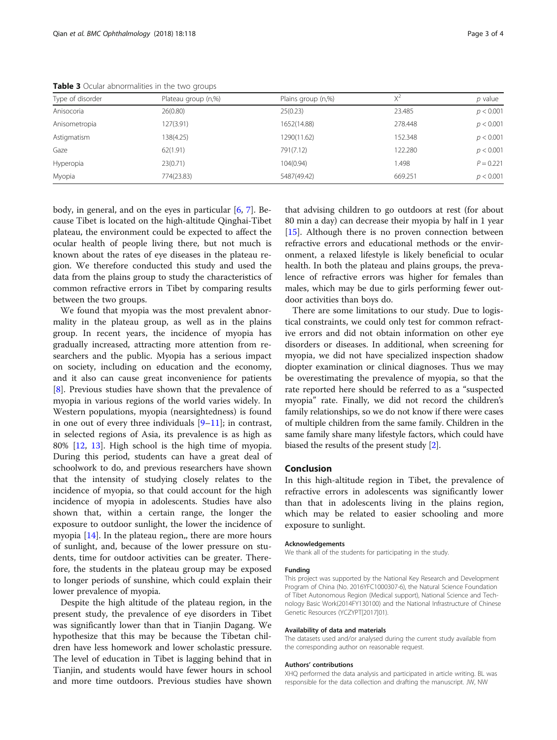**Table 3** Ocular abnormalities in the two groups

| Type of disorder | Plateau group (n,%) | Plains group (n,%) | $X^2$ | *p* value |
|---|---|---|---|---|
| Anisocoria | 26(0.80) | 25(0.23) | 23.485 | $p < 0.001$ |
| Anisometropia | 127(3.91) | 1652(14.88) | 278.448 | $p < 0.001$ |
| Astigmatism | 138(4.25) | 1290(11.62) | 152.348 | $p < 0.001$ |
| Gaze | 62(1.91) | 791(7.12) | 122.280 | $p < 0.001$ |
| Hyperopia | 23(0.71) | 104(0.94) | 1.498 | $P = 0.221$ |
| Myopia | 774(23.83) | 5487(49.42) | 669.251 | $p < 0.001$ |

body, in general, and on the eyes in particular [6, 7]. Because Tibet is located on the high-altitude Qinghai-Tibet plateau, the environment could be expected to affect the ocular health of people living there, but not much is known about the rates of eye diseases in the plateau region. We therefore conducted this study and used the data from the plains group to study the characteristics of common refractive errors in Tibet by comparing results between the two groups.

We found that myopia was the most prevalent abnormality in the plateau group, as well as in the plains group. In recent years, the incidence of myopia has gradually increased, attracting more attention from researchers and the public. Myopia has a serious impact on society, including on education and the economy, and it also can cause great inconvenience for patients [8]. Previous studies have shown that the prevalence of myopia in various regions of the world varies widely. In Western populations, myopia (nearsightedness) is found in one out of every three individuals [9–11]; in contrast, in selected regions of Asia, its prevalence is as high as 80% [12, 13]. High school is the high time of myopia. During this period, students can have a great deal of schoolwork to do, and previous researchers have shown that the intensity of studying closely relates to the incidence of myopia, so that could account for the high incidence of myopia in adolescents. Studies have also shown that, within a certain range, the longer the exposure to outdoor sunlight, the lower the incidence of myopia [14]. In the plateau region,, there are more hours of sunlight, and, because of the lower pressure on students, time for outdoor activities can be greater. Therefore, the students in the plateau group may be exposed to longer periods of sunshine, which could explain their lower prevalence of myopia.

Despite the high altitude of the plateau region, in the present study, the prevalence of eye disorders in Tibet was significantly lower than that in Tianjin Dagang. We hypothesize that this may be because the Tibetan children have less homework and lower scholastic pressure. The level of education in Tibet is lagging behind that in Tianjin, and students would have fewer hours in school and more time outdoors. Previous studies have shown that advising children to go outdoors at rest (for about 80 min a day) can decrease their myopia by half in 1 year [15]. Although there is no proven connection between refractive errors and educational methods or the environment, a relaxed lifestyle is likely beneficial to ocular health. In both the plateau and plains groups, the prevalence of refractive errors was higher for females than males, which may be due to girls performing fewer outdoor activities than boys do.

There are some limitations to our study. Due to logistical constraints, we could only test for common refractive errors and did not obtain information on other eye disorders or diseases. In additional, when screening for myopia, we did not have specialized inspection shadow diopter examination or clinical diagnoses. Thus we may be overestimating the prevalence of myopia, so that the rate reported here should be referred to as a "suspected myopia" rate. Finally, we did not record the children's family relationships, so we do not know if there were cases of multiple children from the same family. Children in the same family share many lifestyle factors, which could have biased the results of the present study [2].

## Conclusion

In this high-altitude region in Tibet, the prevalence of refractive errors in adolescents was significantly lower than that in adolescents living in the plains region, which may be related to easier schooling and more exposure to sunlight.

#### Acknowledgements

We thank all of the students for participating in the study.

#### Funding

This project was supported by the National Key Research and Development Program of China (No. 2016YFC1000307-6), the Natural Science Foundation of Tibet Autonomous Region (Medical support), National Science and Technology Basic Work(2014FY130100) and the National Infrastructure of Chinese Genetic Resources (YCZYPT[2017]01).

#### Availability of data and materials

The datasets used and/or analysed during the current study available from the corresponding author on reasonable request.

#### Authors' contributions

XHQ performed the data analysis and participated in article writing. BL was responsible for the data collection and drafting the manuscript. JW, NW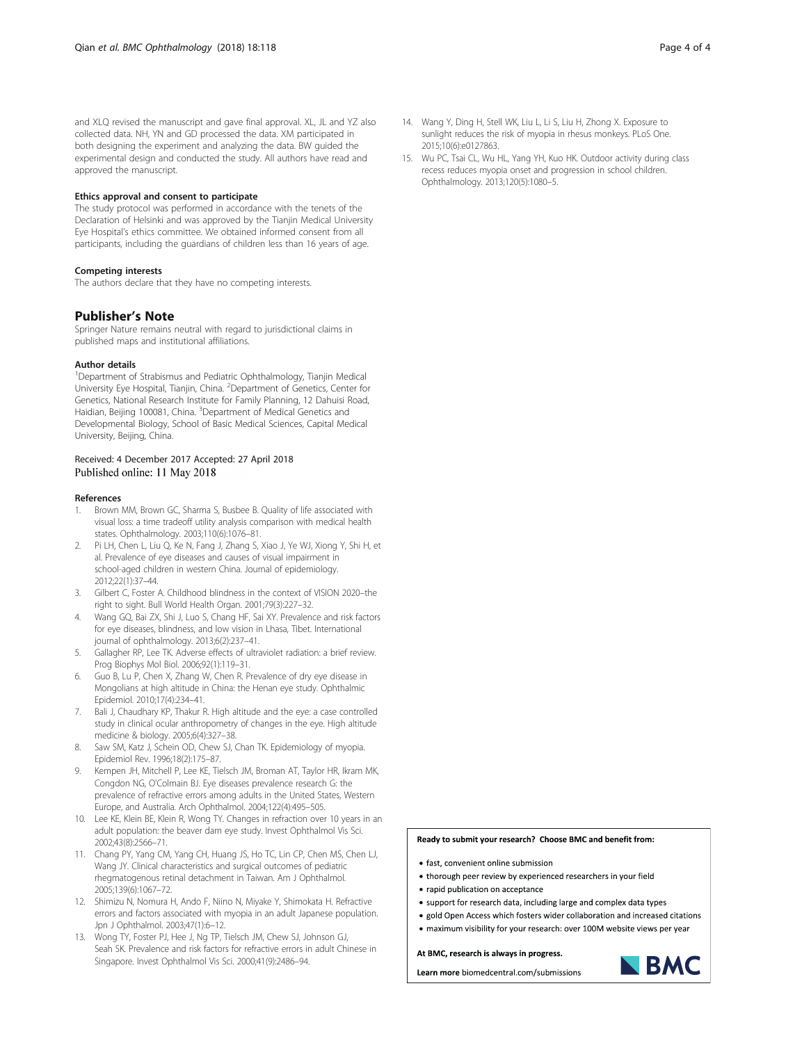and XLQ revised the manuscript and gave final approval. XL, JL and YZ also collected data. NH, YN and GD processed the data. XM participated in both designing the experiment and analyzing the data. BW guided the experimental design and conducted the study. All authors have read and approved the manuscript.

#### Ethics approval and consent to participate

The study protocol was performed in accordance with the tenets of the Declaration of Helsinki and was approved by the Tianjin Medical University Eye Hospital's ethics committee. We obtained informed consent from all participants, including the guardians of children less than 16 years of age.

#### Competing interests

The authors declare that they have no competing interests.

### Publisher's Note

Springer Nature remains neutral with regard to jurisdictional claims in published maps and institutional affiliations.

#### Author details

[1]Department of Strabismus and Pediatric Ophthalmology, Tianjin Medical University Eye Hospital, Tianjin, China. [2]Department of Genetics, Center for Genetics, National Research Institute for Family Planning, 12 Dahuisi Road, Haidian, Beijing 100081, China. [3]Department of Medical Genetics and Developmental Biology, School of Basic Medical Sciences, Capital Medical University, Beijing, China.

Received: 4 December 2017 Accepted: 27 April 2018
Published online: 11 May 2018

#### References

1. Brown MM, Brown GC, Sharma S, Busbee B. Quality of life associated with visual loss: a time tradeoff utility analysis comparison with medical health states. Ophthalmology. 2003;110(6):1076–81.
2. Pi LH, Chen L, Liu Q, Ke N, Fang J, Zhang S, Xiao J, Ye WJ, Xiong Y, Shi H, et al. Prevalence of eye diseases and causes of visual impairment in school-aged children in western China. Journal of epidemiology. 2012;22(1):37–44.
3. Gilbert C, Foster A. Childhood blindness in the context of VISION 2020–the right to sight. Bull World Health Organ. 2001;79(3):227–32.
4. Wang GQ, Bai ZX, Shi J, Luo S, Chang HF, Sai XY. Prevalence and risk factors for eye diseases, blindness, and low vision in Lhasa, Tibet. International journal of ophthalmology. 2013;6(2):237–41.
5. Gallagher RP, Lee TK. Adverse effects of ultraviolet radiation: a brief review. Prog Biophys Mol Biol. 2006;92(1):119–31.
6. Guo B, Lu P, Chen X, Zhang W, Chen R. Prevalence of dry eye disease in Mongolians at high altitude in China: the Henan eye study. Ophthalmic Epidemiol. 2010;17(4):234–41.
7. Bali J, Chaudhary KP, Thakur R. High altitude and the eye: a case controlled study in clinical ocular anthropometry of changes in the eye. High altitude medicine & biology. 2005;6(4):327–38.
8. Saw SM, Katz J, Schein OD, Chew SJ, Chan TK. Epidemiology of myopia. Epidemiol Rev. 1996;18(2):175–87.
9. Kempen JH, Mitchell P, Lee KE, Tielsch JM, Broman AT, Taylor HR, Ikram MK, Congdon NG, O'Colmain BJ. Eye diseases prevalence research G: the prevalence of refractive errors among adults in the United States, Western Europe, and Australia. Arch Ophthalmol. 2004;122(4):495–505.
10. Lee KE, Klein BE, Klein R, Wong TY. Changes in refraction over 10 years in an adult population: the beaver dam eye study. Invest Ophthalmol Vis Sci. 2002;43(8):2566–71.
11. Chang PY, Yang CM, Yang CH, Huang JS, Ho TC, Lin CP, Chen MS, Chen LJ, Wang JY. Clinical characteristics and surgical outcomes of pediatric rhegmatogenous retinal detachment in Taiwan. Am J Ophthalmol. 2005;139(6):1067–72.
12. Shimizu N, Nomura H, Ando F, Niino N, Miyake Y, Shimokata H. Refractive errors and factors associated with myopia in an adult Japanese population. Jpn J Ophthalmol. 2003;47(1):6–12.
13. Wong TY, Foster PJ, Hee J, Ng TP, Tielsch JM, Chew SJ, Johnson GJ, Seah SK. Prevalence and risk factors for refractive errors in adult Chinese in Singapore. Invest Ophthalmol Vis Sci. 2000;41(9):2486–94.
14. Wang Y, Ding H, Stell WK, Liu L, Li S, Liu H, Zhong X. Exposure to sunlight reduces the risk of myopia in rhesus monkeys. PLoS One. 2015;10(6):e0127863.
15. Wu PC, Tsai CL, Wu HL, Yang YH, Kuo HK. Outdoor activity during class recess reduces myopia onset and progression in school children. Ophthalmology. 2013;120(5):1080–5.

**Ready to submit your research? Choose BMC and benefit from:**

- fast, convenient online submission
- thorough peer review by experienced researchers in your field
- rapid publication on acceptance
- support for research data, including large and complex data types
- gold Open Access which fosters wider collaboration and increased citations
- maximum visibility for your research: over 100M website views per year

**At BMC, research is always in progress.**

**Learn more** biomedcentral.com/submissions

BMC